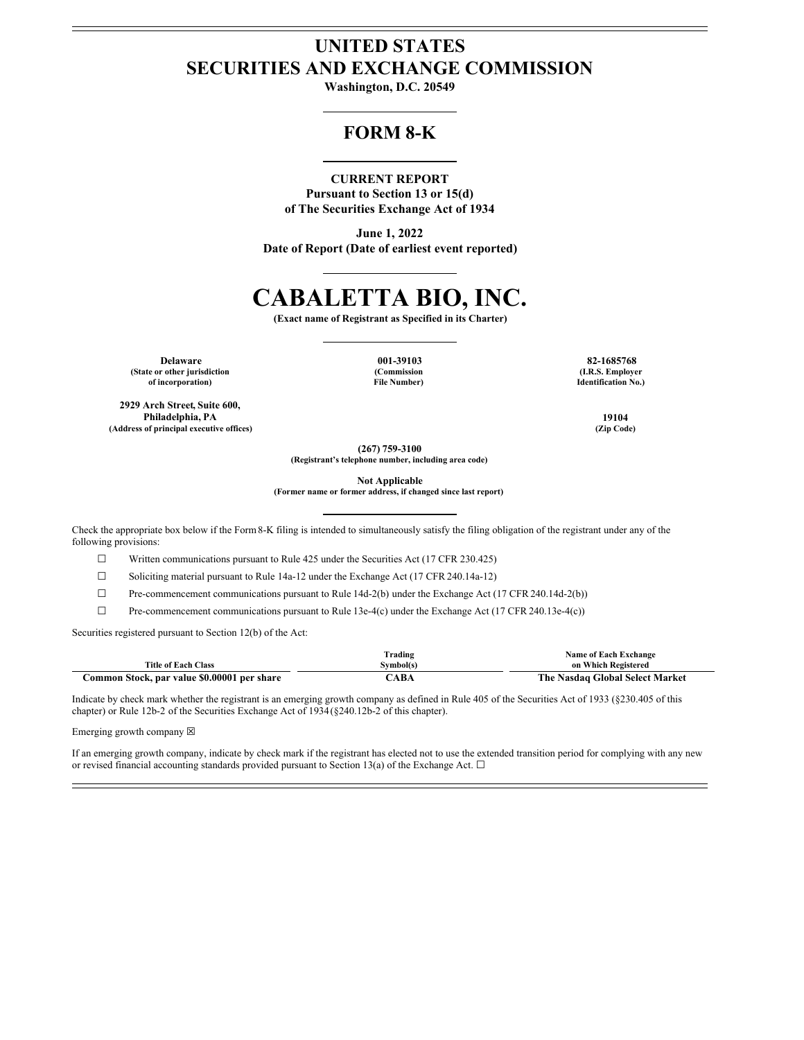# UNITED STATES
# SECURITIES AND EXCHANGE COMMISSION

**Washington, D.C. 20549**

## FORM 8-K

**CURRENT REPORT**
**Pursuant to Section 13 or 15(d)**
**of The Securities Exchange Act of 1934**

**June 1, 2022**
**Date of Report (Date of earliest event reported)**

# CABALETTA BIO, INC.

**(Exact name of Registrant as Specified in its Charter)**

| Delaware | 001-39103 | 82-1685768 |
|---|---|---|
| (State or other jurisdiction of incorporation) | (Commission File Number) | (I.R.S. Employer Identification No.) |

| 2929 Arch Street, Suite 600, Philadelphia, PA | 19104 |
|---|---|
| (Address of principal executive offices) | (Zip Code) |

**(267) 759-3100**
**(Registrant's telephone number, including area code)**

**Not Applicable**
**(Former name or former address, if changed since last report)**

Check the appropriate box below if the Form 8-K filing is intended to simultaneously satisfy the filing obligation of the registrant under any of the following provisions:

☐ Written communications pursuant to Rule 425 under the Securities Act (17 CFR 230.425)

☐ Soliciting material pursuant to Rule 14a-12 under the Exchange Act (17 CFR 240.14a-12)

☐ Pre-commencement communications pursuant to Rule 14d-2(b) under the Exchange Act (17 CFR 240.14d-2(b))

☐ Pre-commencement communications pursuant to Rule 13e-4(c) under the Exchange Act (17 CFR 240.13e-4(c))

Securities registered pursuant to Section 12(b) of the Act:

| Title of Each Class | Trading Symbol(s) | Name of Each Exchange on Which Registered |
|---|---|---|
| **Common Stock, par value $0.00001 per share** | **CABA** | **The Nasdaq Global Select Market** |

Indicate by check mark whether the registrant is an emerging growth company as defined in Rule 405 of the Securities Act of 1933 (§230.405 of this chapter) or Rule 12b-2 of the Securities Exchange Act of 1934 (§240.12b-2 of this chapter).

Emerging growth company ☒

If an emerging growth company, indicate by check mark if the registrant has elected not to use the extended transition period for complying with any new or revised financial accounting standards provided pursuant to Section 13(a) of the Exchange Act. ☐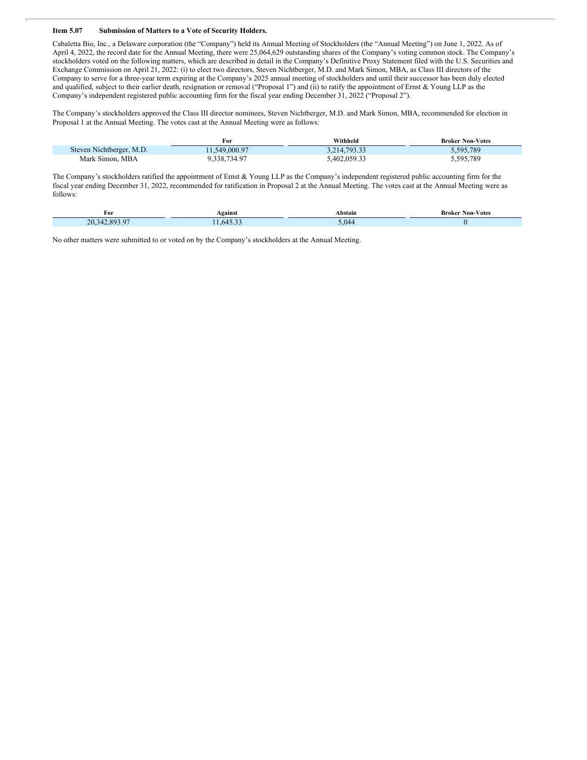**Item 5.07 Submission of Matters to a Vote of Security Holders.**

Cabaletta Bio, Inc., a Delaware corporation (the "Company") held its Annual Meeting of Stockholders (the "Annual Meeting") on June 1, 2022. As of April 4, 2022, the record date for the Annual Meeting, there were 25,064,629 outstanding shares of the Company's voting common stock. The Company's stockholders voted on the following matters, which are described in detail in the Company's Definitive Proxy Statement filed with the U.S. Securities and Exchange Commission on April 21, 2022: (i) to elect two directors, Steven Nichtberger, M.D. and Mark Simon, MBA, as Class III directors of the Company to serve for a three-year term expiring at the Company's 2025 annual meeting of stockholders and until their successor has been duly elected and qualified, subject to their earlier death, resignation or removal ("Proposal 1") and (ii) to ratify the appointment of Ernst & Young LLP as the Company's independent registered public accounting firm for the fiscal year ending December 31, 2022 ("Proposal 2").

The Company's stockholders approved the Class III director nominees, Steven Nichtberger, M.D. and Mark Simon, MBA, recommended for election in Proposal 1 at the Annual Meeting. The votes cast at the Annual Meeting were as follows:

| | For | Withheld | Broker Non-Votes |
|---|---|---|---|
| Steven Nichtberger, M.D. | 11,549,000.97 | 3,214,793.33 | 5,595,789 |
| Mark Simon, MBA | 9,338,734.97 | 5,402,059.33 | 5,595,789 |

The Company's stockholders ratified the appointment of Ernst & Young LLP as the Company's independent registered public accounting firm for the fiscal year ending December 31, 2022, recommended for ratification in Proposal 2 at the Annual Meeting. The votes cast at the Annual Meeting were as follows:

| For | Against | Abstain | Broker Non-Votes |
|---|---|---|---|
| 20,342,893.97 | 11,645.33 | 5,044 | 0 |

No other matters were submitted to or voted on by the Company's stockholders at the Annual Meeting.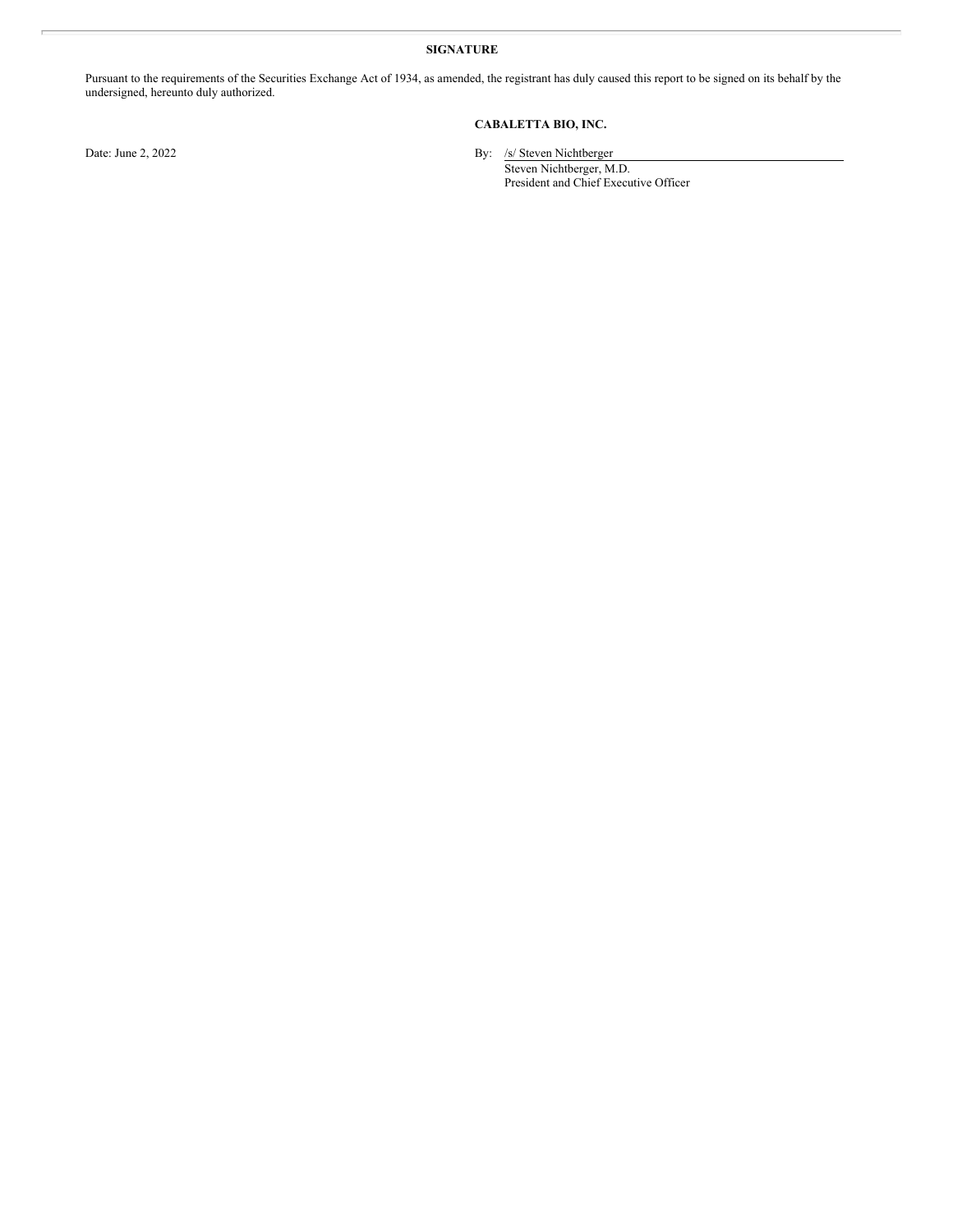**SIGNATURE**

Pursuant to the requirements of the Securities Exchange Act of 1934, as amended, the registrant has duly caused this report to be signed on its behalf by the undersigned, hereunto duly authorized.

**CABALETTA BIO, INC.**

Date: June 2, 2022

By: /s/ Steven Nichtberger
Steven Nichtberger, M.D.
President and Chief Executive Officer